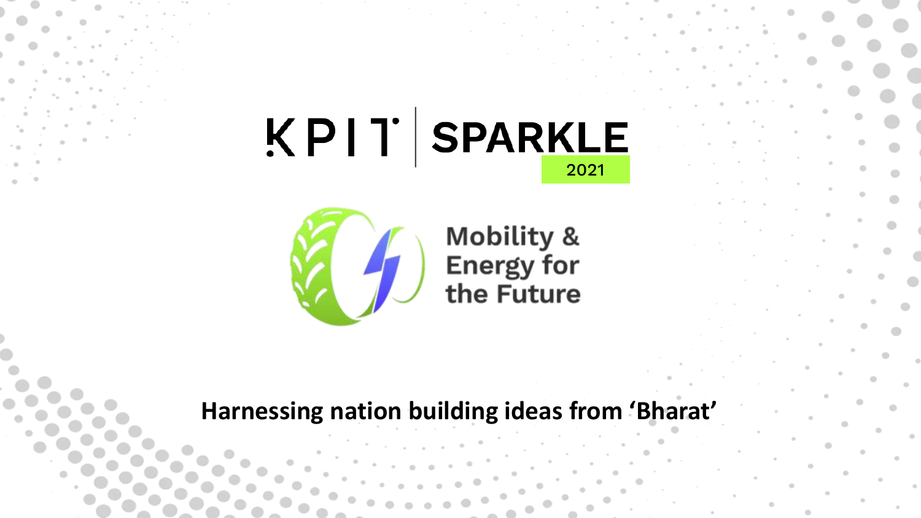# KPIT | SPARKLE 2021

## Mobility & Energy for the Future

**Harnessing nation building ideas from 'Bharat'**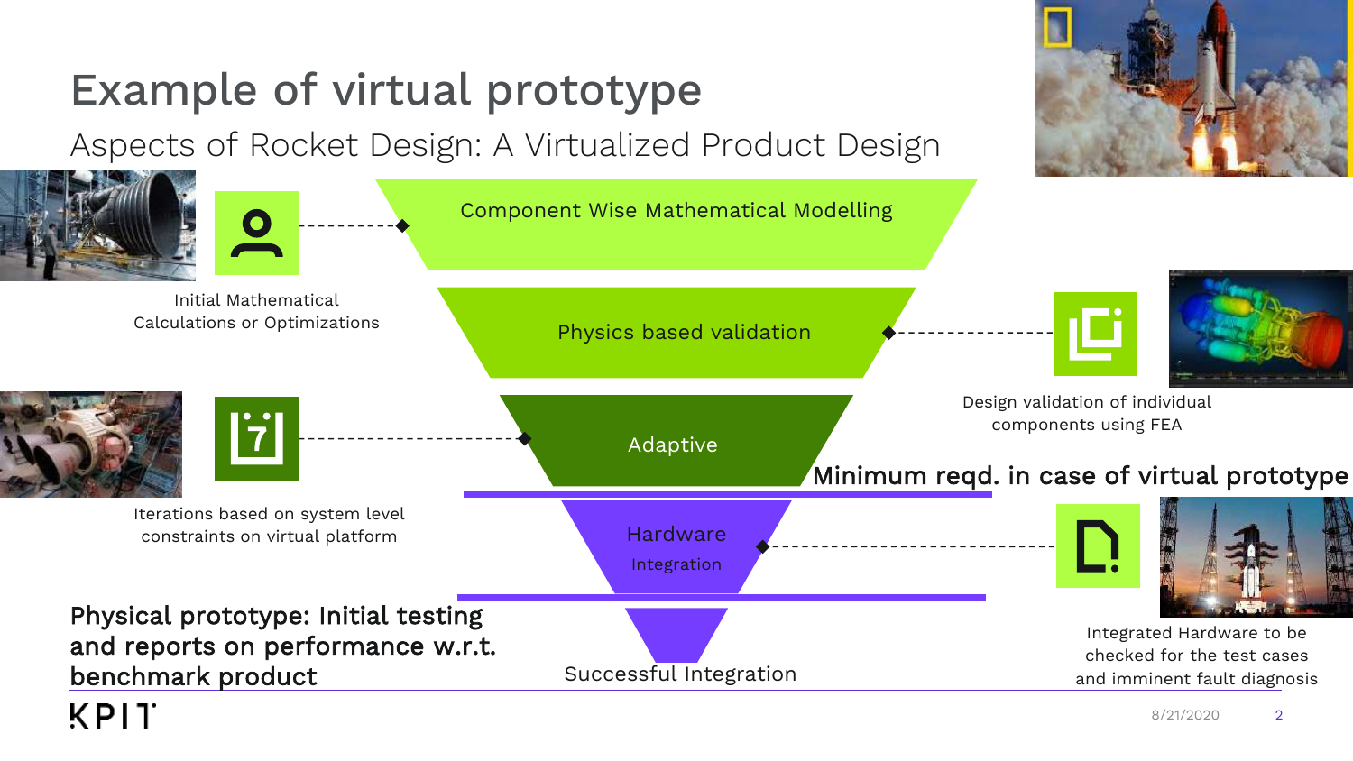# Example of virtual prototype

## Aspects of Rocket Design: A Virtualized Product Design

Component Wise Mathematical Modelling

Initial Mathematical Calculations or Optimizations

Physics based validation

Design validation of individual components using FEA

Adaptive

Iterations based on system level constraints on virtual platform

**Minimum reqd. in case of virtual prototype**

Hardware Integration

Integrated Hardware to be checked for the test cases and imminent fault diagnosis

**Physical prototype: Initial testing and reports on performance w.r.t. benchmark product**

Successful Integration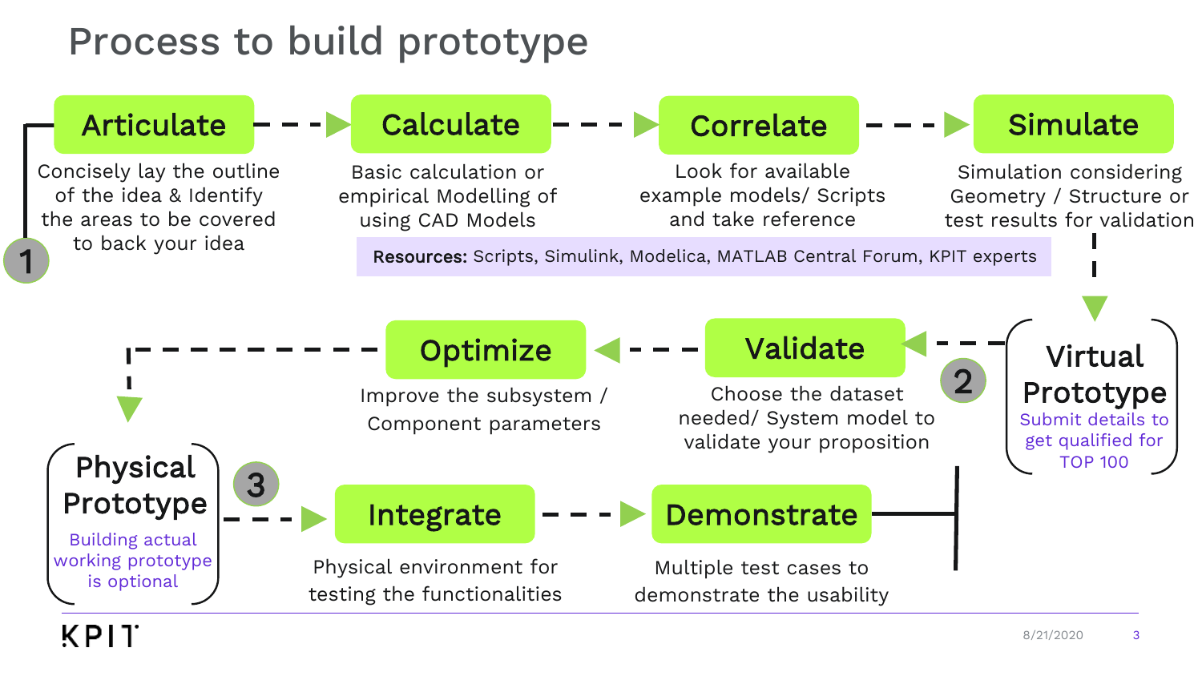# Process to build prototype

**1**

**Articulate** → **Calculate** → **Correlate** → **Simulate**

- **Articulate**: Concisely lay the outline of the idea & Identify the areas to be covered to back your idea
- **Calculate**: Basic calculation or empirical Modelling of using CAD Models
- **Correlate**: Look for available example models/ Scripts and take reference
- **Simulate**: Simulation considering Geometry / Structure or test results for validation

**Resources:** Scripts, Simulink, Modelica, MATLAB Central Forum, KPIT experts

**Virtual Prototype**
Submit details to get qualified for TOP 100

**2**

**Validate** → **Optimize**

- **Validate**: Choose the dataset needed/ System model to validate your proposition
- **Optimize**: Improve the subsystem / Component parameters

**Physical Prototype**
Building actual working prototype is optional

**3**

**Integrate** → **Demonstrate**

- **Integrate**: Physical environment for testing the functionalities
- **Demonstrate**: Multiple test cases to demonstrate the usability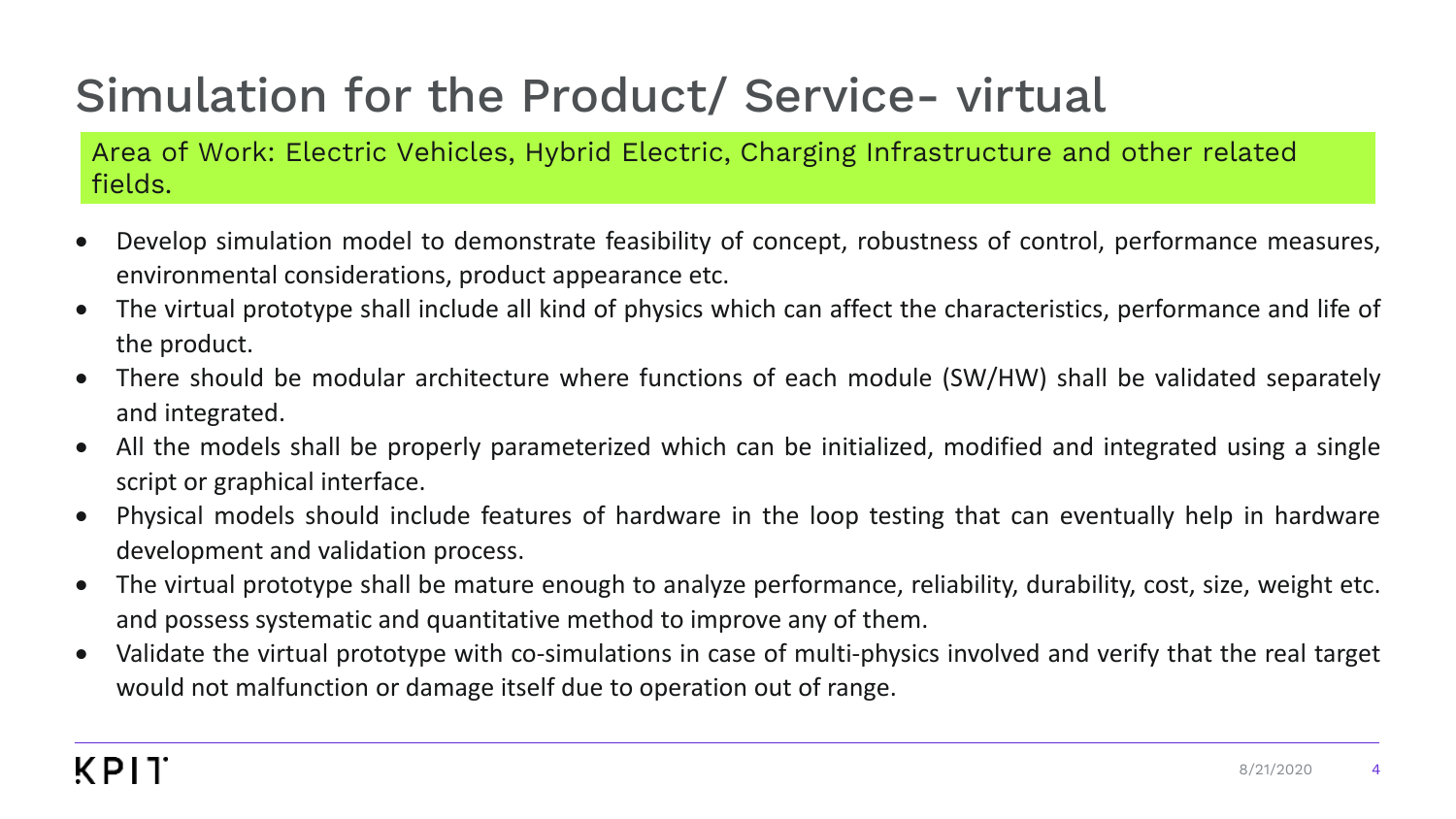# Simulation for the Product/ Service- virtual

Area of Work: Electric Vehicles, Hybrid Electric, Charging Infrastructure and other related fields.

- Develop simulation model to demonstrate feasibility of concept, robustness of control, performance measures, environmental considerations, product appearance etc.
- The virtual prototype shall include all kind of physics which can affect the characteristics, performance and life of the product.
- There should be modular architecture where functions of each module (SW/HW) shall be validated separately and integrated.
- All the models shall be properly parameterized which can be initialized, modified and integrated using a single script or graphical interface.
- Physical models should include features of hardware in the loop testing that can eventually help in hardware development and validation process.
- The virtual prototype shall be mature enough to analyze performance, reliability, durability, cost, size, weight etc. and possess systematic and quantitative method to improve any of them.
- Validate the virtual prototype with co-simulations in case of multi-physics involved and verify that the real target would not malfunction or damage itself due to operation out of range.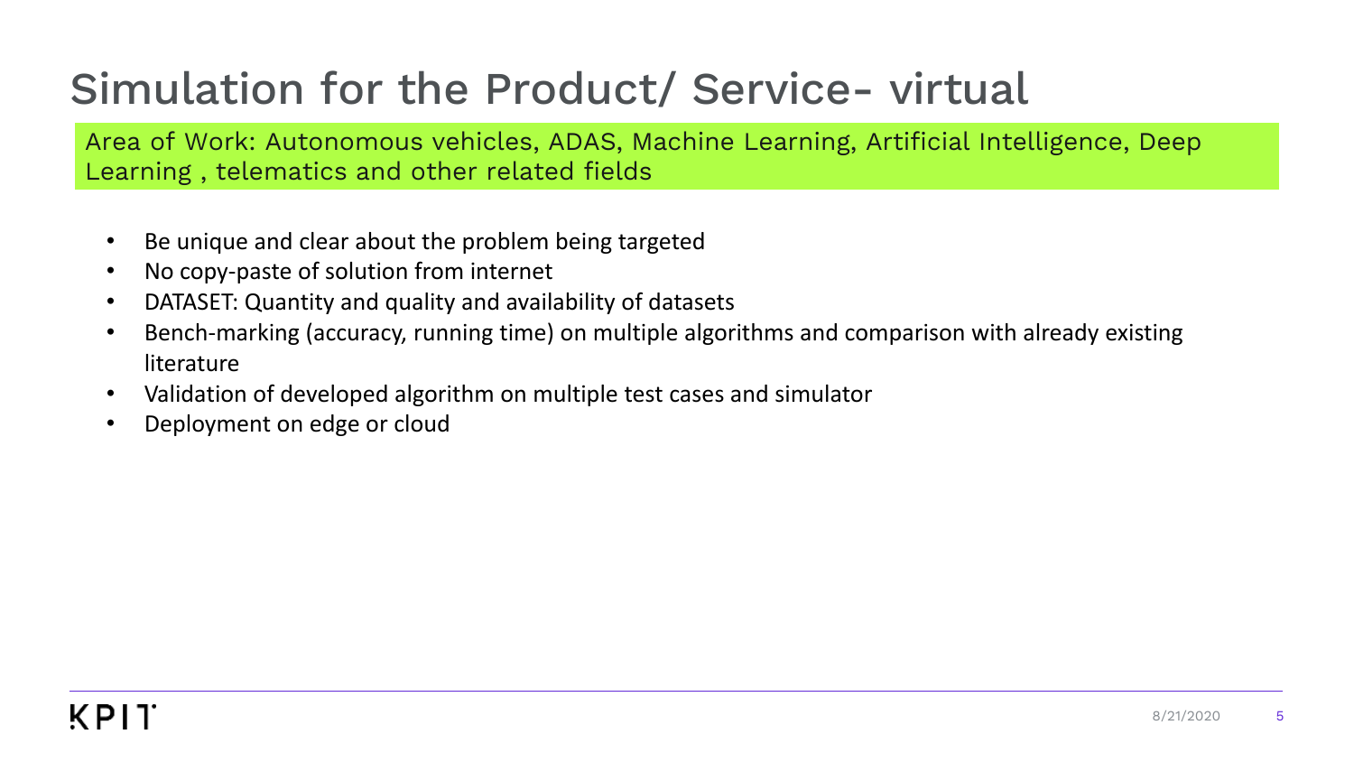# Simulation for the Product/ Service- virtual

Area of Work: Autonomous vehicles, ADAS, Machine Learning, Artificial Intelligence, Deep Learning , telematics and other related fields

- Be unique and clear about the problem being targeted
- No copy-paste of solution from internet
- DATASET: Quantity and quality and availability of datasets
- Bench-marking (accuracy, running time) on multiple algorithms and comparison with already existing literature
- Validation of developed algorithm on multiple test cases and simulator
- Deployment on edge or cloud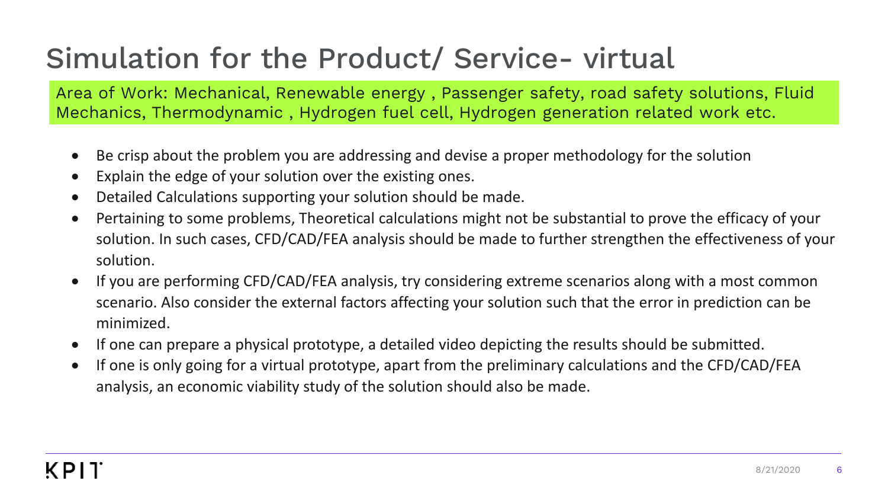# Simulation for the Product/ Service- virtual

Area of Work: Mechanical, Renewable energy , Passenger safety, road safety solutions, Fluid Mechanics, Thermodynamic , Hydrogen fuel cell, Hydrogen generation related work etc.

- Be crisp about the problem you are addressing and devise a proper methodology for the solution
- Explain the edge of your solution over the existing ones.
- Detailed Calculations supporting your solution should be made.
- Pertaining to some problems, Theoretical calculations might not be substantial to prove the efficacy of your solution. In such cases, CFD/CAD/FEA analysis should be made to further strengthen the effectiveness of your solution.
- If you are performing CFD/CAD/FEA analysis, try considering extreme scenarios along with a most common scenario. Also consider the external factors affecting your solution such that the error in prediction can be minimized.
- If one can prepare a physical prototype, a detailed video depicting the results should be submitted.
- If one is only going for a virtual prototype, apart from the preliminary calculations and the CFD/CAD/FEA analysis, an economic viability study of the solution should also be made.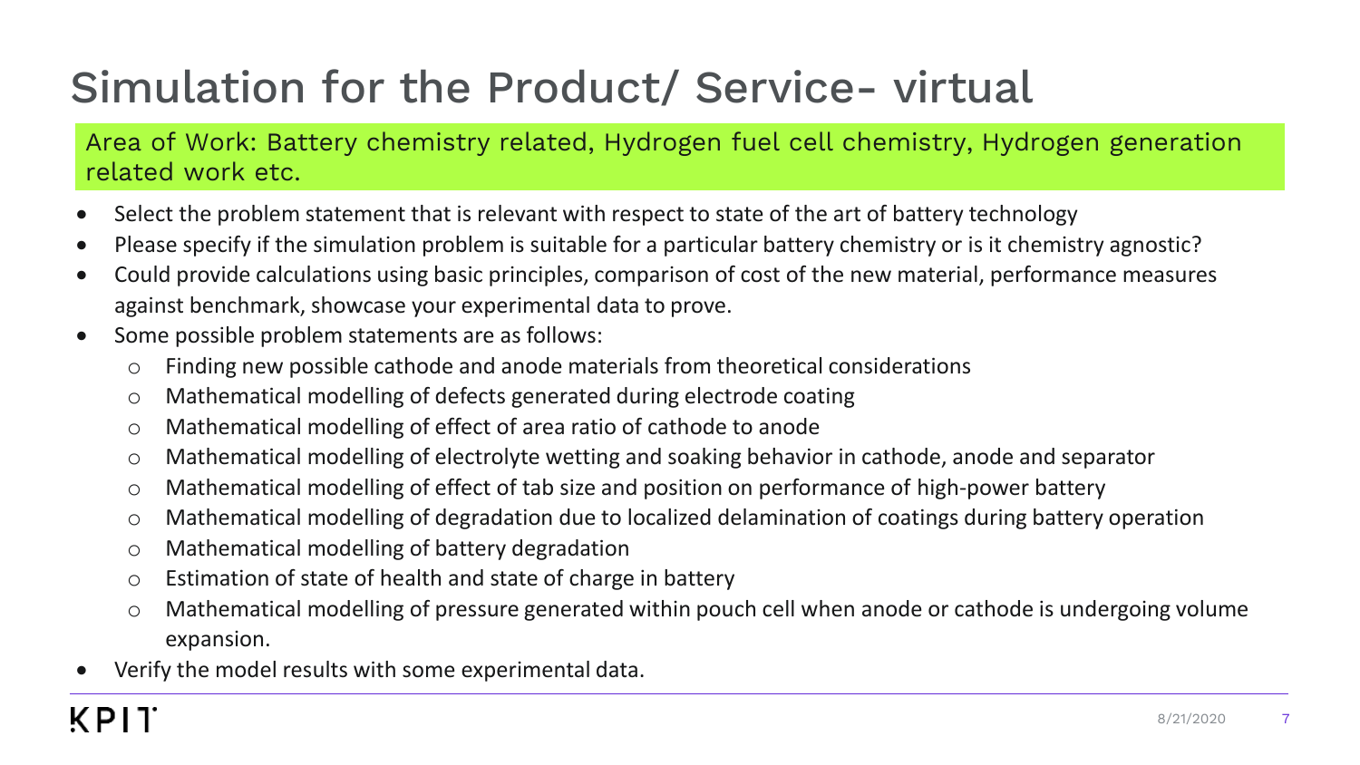# Simulation for the Product/ Service- virtual

**Area of Work: Battery chemistry related, Hydrogen fuel cell chemistry, Hydrogen generation related work etc.**

- Select the problem statement that is relevant with respect to state of the art of battery technology
- Please specify if the simulation problem is suitable for a particular battery chemistry or is it chemistry agnostic?
- Could provide calculations using basic principles, comparison of cost of the new material, performance measures against benchmark, showcase your experimental data to prove.
- Some possible problem statements are as follows:
    - Finding new possible cathode and anode materials from theoretical considerations
    - Mathematical modelling of defects generated during electrode coating
    - Mathematical modelling of effect of area ratio of cathode to anode
    - Mathematical modelling of electrolyte wetting and soaking behavior in cathode, anode and separator
    - Mathematical modelling of effect of tab size and position on performance of high-power battery
    - Mathematical modelling of degradation due to localized delamination of coatings during battery operation
    - Mathematical modelling of battery degradation
    - Estimation of state of health and state of charge in battery
    - Mathematical modelling of pressure generated within pouch cell when anode or cathode is undergoing volume expansion.
- Verify the model results with some experimental data.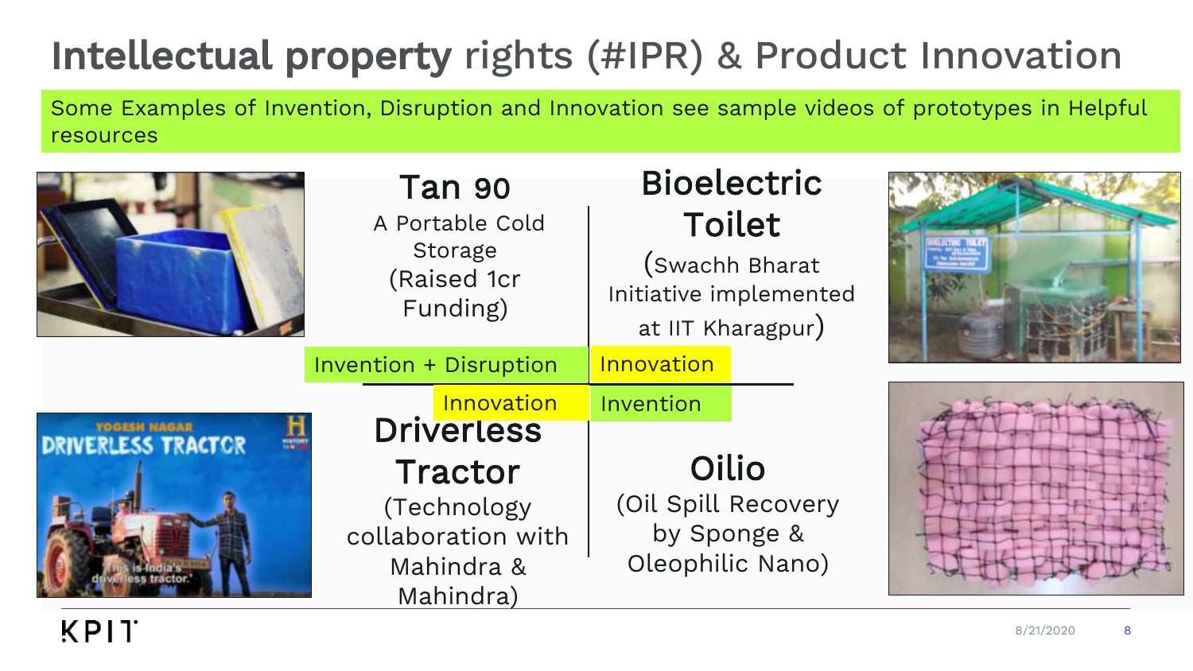# Intellectual property rights (#IPR) & Product Innovation

Some Examples of Invention, Disruption and Innovation see sample videos of prototypes in Helpful resources

## Tan 90

A Portable Cold Storage (Raised 1cr Funding)

Invention + Disruption

## Bioelectric Toilet

(Swachh Bharat Initiative implemented at IIT Kharagpur)

Innovation

## Driverless Tractor

(Technology collaboration with Mahindra & Mahindra)

Innovation

## Oilio

(Oil Spill Recovery by Sponge & Oleophilic Nano)

Invention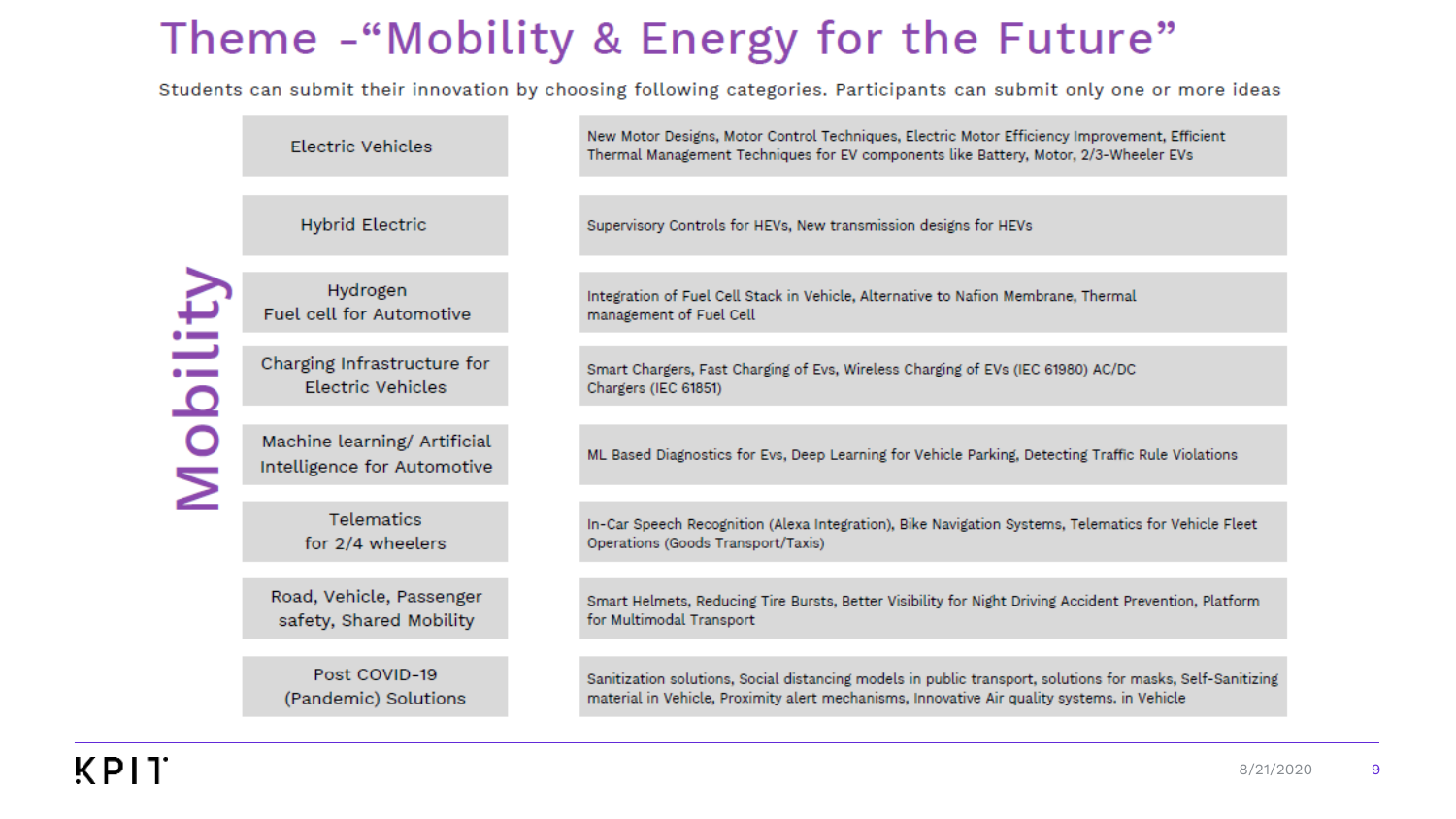# Theme –"Mobility & Energy for the Future"

Students can submit their innovation by choosing following categories. Participants can submit only one or more ideas

**Mobility**

| Category | Topics |
|---|---|
| Electric Vehicles | New Motor Designs, Motor Control Techniques, Electric Motor Efficiency Improvement, Efficient Thermal Management Techniques for EV components like Battery, Motor, 2/3-Wheeler EVs |
| Hybrid Electric | Supervisory Controls for HEVs, New transmission designs for HEVs |
| Hydrogen Fuel cell for Automotive | Integration of Fuel Cell Stack in Vehicle, Alternative to Nafion Membrane, Thermal management of Fuel Cell |
| Charging Infrastructure for Electric Vehicles | Smart Chargers, Fast Charging of Evs, Wireless Charging of EVs (IEC 61980) AC/DC Chargers (IEC 61851) |
| Machine learning/ Artificial Intelligence for Automotive | ML Based Diagnostics for Evs, Deep Learning for Vehicle Parking, Detecting Traffic Rule Violations |
| Telematics for 2/4 wheelers | In-Car Speech Recognition (Alexa Integration), Bike Navigation Systems, Telematics for Vehicle Fleet Operations (Goods Transport/Taxis) |
| Road, Vehicle, Passenger safety, Shared Mobility | Smart Helmets, Reducing Tire Bursts, Better Visibility for Night Driving Accident Prevention, Platform for Multimodal Transport |
| Post COVID-19 (Pandemic) Solutions | Sanitization solutions, Social distancing models in public transport, solutions for masks, Self-Sanitizing material in Vehicle, Proximity alert mechanisms, Innovative Air quality systems. in Vehicle |

KPIT

8/21/2020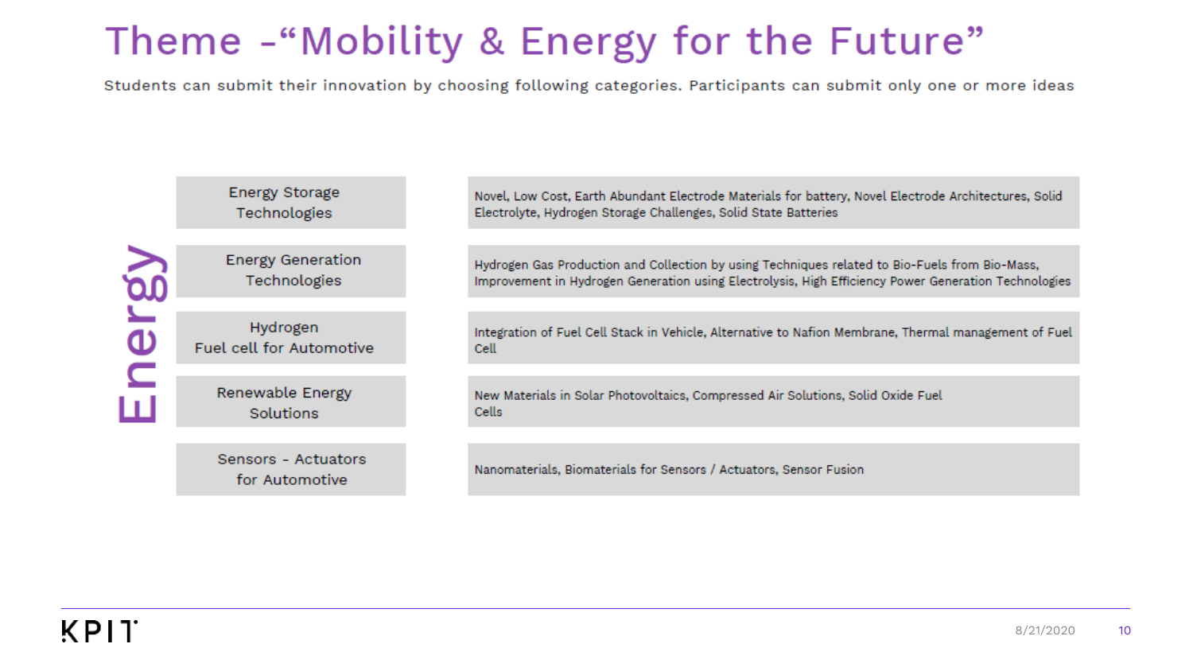# Theme -“Mobility & Energy for the Future”

Students can submit their innovation by choosing following categories. Participants can submit only one or more ideas

**Energy**

| Category | Topics |
| --- | --- |
| Energy Storage Technologies | Novel, Low Cost, Earth Abundant Electrode Materials for battery, Novel Electrode Architectures, Solid Electrolyte, Hydrogen Storage Challenges, Solid State Batteries |
| Energy Generation Technologies | Hydrogen Gas Production and Collection by using Techniques related to Bio-Fuels from Bio-Mass, Improvement in Hydrogen Generation using Electrolysis, High Efficiency Power Generation Technologies |
| Hydrogen Fuel cell for Automotive | Integration of Fuel Cell Stack in Vehicle, Alternative to Nafion Membrane, Thermal management of Fuel Cell |
| Renewable Energy Solutions | New Materials in Solar Photovoltaics, Compressed Air Solutions, Solid Oxide Fuel Cells |
| Sensors - Actuators for Automotive | Nanomaterials, Biomaterials for Sensors / Actuators, Sensor Fusion |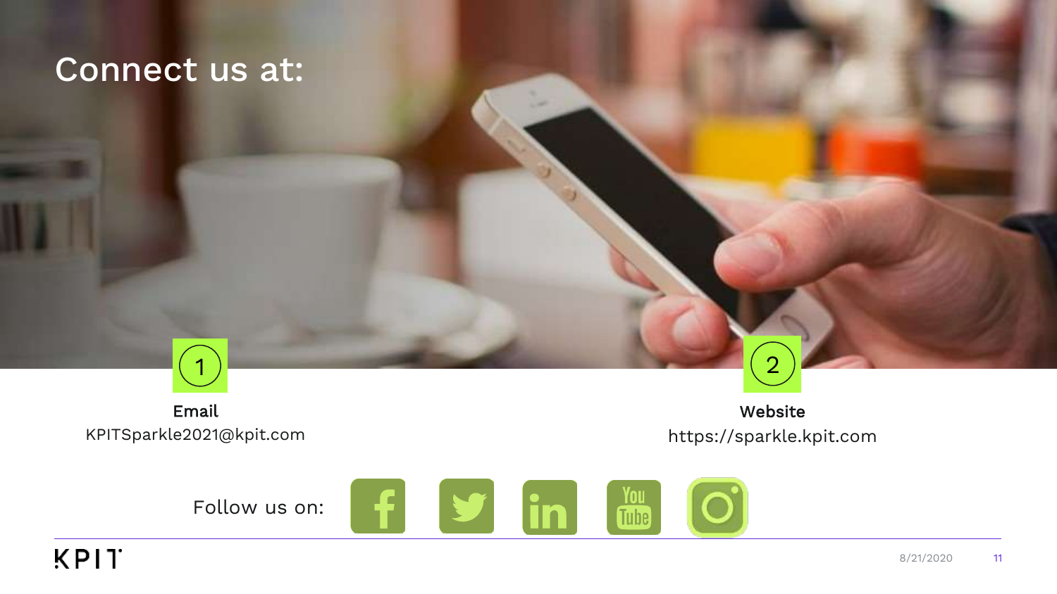# Connect us at:

1

**Email**

KPITSparkle2021@kpit.com

2

**Website**

https://sparkle.kpit.com

Follow us on: